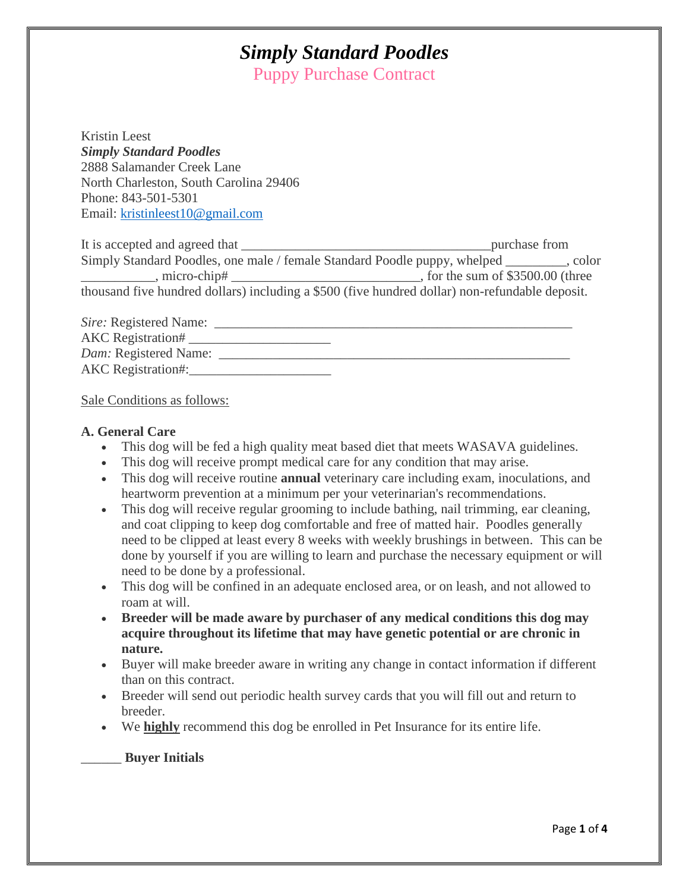# *Simply Standard Poodles*

## Puppy Purchase Contract

Kristin Leest
***Simply Standard Poodles***
2888 Salamander Creek Lane
North Charleston, South Carolina 29406
Phone: 843-501-5301
Email: kristinleest10@gmail.com

It is accepted and agreed that _____________________________________purchase from Simply Standard Poodles, one male / female Standard Poodle puppy, whelped _________, color ___________, micro-chip# ____________________________, for the sum of $3500.00 (three thousand five hundred dollars) including a $500 (five hundred dollar) non-refundable deposit.

*Sire:* Registered Name: _______________________________________________________
AKC Registration# _____________________
*Dam:* Registered Name: ______________________________________________________
AKC Registration#:_____________________

Sale Conditions as follows:

**A. General Care**

- This dog will be fed a high quality meat based diet that meets WASAVA guidelines.
- This dog will receive prompt medical care for any condition that may arise.
- This dog will receive routine **annual** veterinary care including exam, inoculations, and heartworm prevention at a minimum per your veterinarian's recommendations.
- This dog will receive regular grooming to include bathing, nail trimming, ear cleaning, and coat clipping to keep dog comfortable and free of matted hair. Poodles generally need to be clipped at least every 8 weeks with weekly brushings in between. This can be done by yourself if you are willing to learn and purchase the necessary equipment or will need to be done by a professional.
- This dog will be confined in an adequate enclosed area, or on leash, and not allowed to roam at will.
- **Breeder will be made aware by purchaser of any medical conditions this dog may acquire throughout its lifetime that may have genetic potential or are chronic in nature.**
- Buyer will make breeder aware in writing any change in contact information if different than on this contract.
- Breeder will send out periodic health survey cards that you will fill out and return to breeder.
- We **highly** recommend this dog be enrolled in Pet Insurance for its entire life.

______ **Buyer Initials**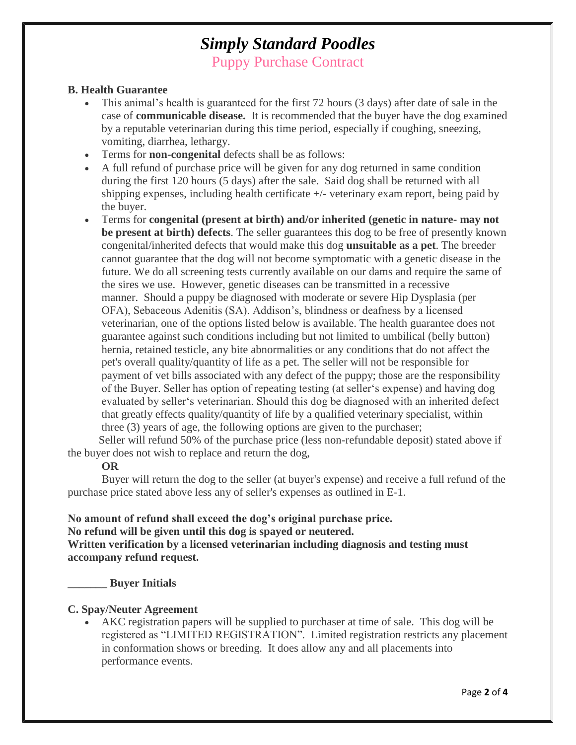# *Simply Standard Poodles*

Puppy Purchase Contract

**B. Health Guarantee**

- This animal's health is guaranteed for the first 72 hours (3 days) after date of sale in the case of **communicable disease.** It is recommended that the buyer have the dog examined by a reputable veterinarian during this time period, especially if coughing, sneezing, vomiting, diarrhea, lethargy.
- Terms for **non-congenital** defects shall be as follows:
- A full refund of purchase price will be given for any dog returned in same condition during the first 120 hours (5 days) after the sale. Said dog shall be returned with all shipping expenses, including health certificate +/- veterinary exam report, being paid by the buyer.
- Terms for **congenital (present at birth) and/or inherited (genetic in nature- may not be present at birth) defects**. The seller guarantees this dog to be free of presently known congenital/inherited defects that would make this dog **unsuitable as a pet**. The breeder cannot guarantee that the dog will not become symptomatic with a genetic disease in the future. We do all screening tests currently available on our dams and require the same of the sires we use. However, genetic diseases can be transmitted in a recessive manner. Should a puppy be diagnosed with moderate or severe Hip Dysplasia (per OFA), Sebaceous Adenitis (SA). Addison's, blindness or deafness by a licensed veterinarian, one of the options listed below is available. The health guarantee does not guarantee against such conditions including but not limited to umbilical (belly button) hernia, retained testicle, any bite abnormalities or any conditions that do not affect the pet's overall quality/quantity of life as a pet. The seller will not be responsible for payment of vet bills associated with any defect of the puppy; those are the responsibility of the Buyer. Seller has option of repeating testing (at seller's expense) and having dog evaluated by seller's veterinarian. Should this dog be diagnosed with an inherited defect that greatly effects quality/quantity of life by a qualified veterinary specialist, within three (3) years of age, the following options are given to the purchaser;

Seller will refund 50% of the purchase price (less non-refundable deposit) stated above if the buyer does not wish to replace and return the dog,

**OR**

Buyer will return the dog to the seller (at buyer's expense) and receive a full refund of the purchase price stated above less any of seller's expenses as outlined in E-1.

**No amount of refund shall exceed the dog's original purchase price.**
**No refund will be given until this dog is spayed or neutered.**
**Written verification by a licensed veterinarian including diagnosis and testing must accompany refund request.**

**_______ Buyer Initials**

**C. Spay/Neuter Agreement**

- AKC registration papers will be supplied to purchaser at time of sale. This dog will be registered as "LIMITED REGISTRATION". Limited registration restricts any placement in conformation shows or breeding. It does allow any and all placements into performance events.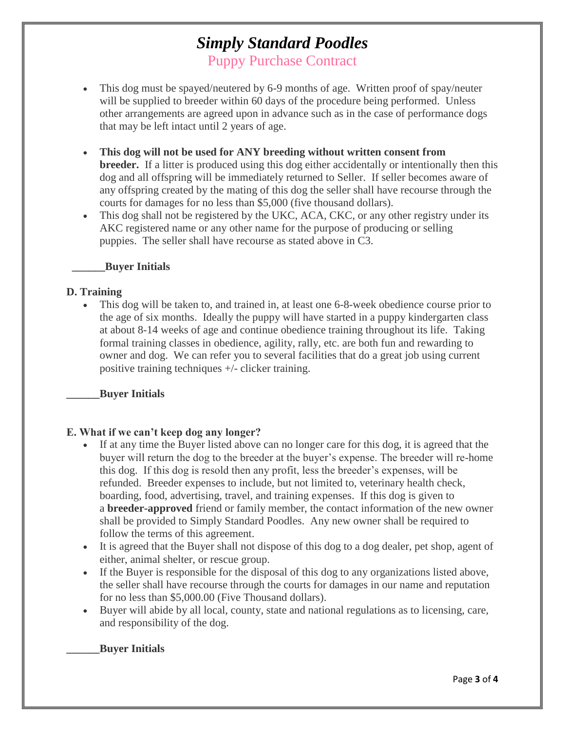# *Simply Standard Poodles*

## Puppy Purchase Contract

- This dog must be spayed/neutered by 6-9 months of age. Written proof of spay/neuter will be supplied to breeder within 60 days of the procedure being performed. Unless other arrangements are agreed upon in advance such as in the case of performance dogs that may be left intact until 2 years of age.
- **This dog will not be used for ANY breeding without written consent from breeder.** If a litter is produced using this dog either accidentally or intentionally then this dog and all offspring will be immediately returned to Seller. If seller becomes aware of any offspring created by the mating of this dog the seller shall have recourse through the courts for damages for no less than $5,000 (five thousand dollars).
- This dog shall not be registered by the UKC, ACA, CKC, or any other registry under its AKC registered name or any other name for the purpose of producing or selling puppies. The seller shall have recourse as stated above in C3.

**______Buyer Initials**

**D. Training**

- This dog will be taken to, and trained in, at least one 6-8-week obedience course prior to the age of six months. Ideally the puppy will have started in a puppy kindergarten class at about 8-14 weeks of age and continue obedience training throughout its life. Taking formal training classes in obedience, agility, rally, etc. are both fun and rewarding to owner and dog. We can refer you to several facilities that do a great job using current positive training techniques +/- clicker training.

**______Buyer Initials**

**E. What if we can't keep dog any longer?**

- If at any time the Buyer listed above can no longer care for this dog, it is agreed that the buyer will return the dog to the breeder at the buyer's expense. The breeder will re-home this dog. If this dog is resold then any profit, less the breeder's expenses, will be refunded. Breeder expenses to include, but not limited to, veterinary health check, boarding, food, advertising, travel, and training expenses. If this dog is given to a **breeder-approved** friend or family member, the contact information of the new owner shall be provided to Simply Standard Poodles. Any new owner shall be required to follow the terms of this agreement.
- It is agreed that the Buyer shall not dispose of this dog to a dog dealer, pet shop, agent of either, animal shelter, or rescue group.
- If the Buyer is responsible for the disposal of this dog to any organizations listed above, the seller shall have recourse through the courts for damages in our name and reputation for no less than $5,000.00 (Five Thousand dollars).
- Buyer will abide by all local, county, state and national regulations as to licensing, care, and responsibility of the dog.

**______Buyer Initials**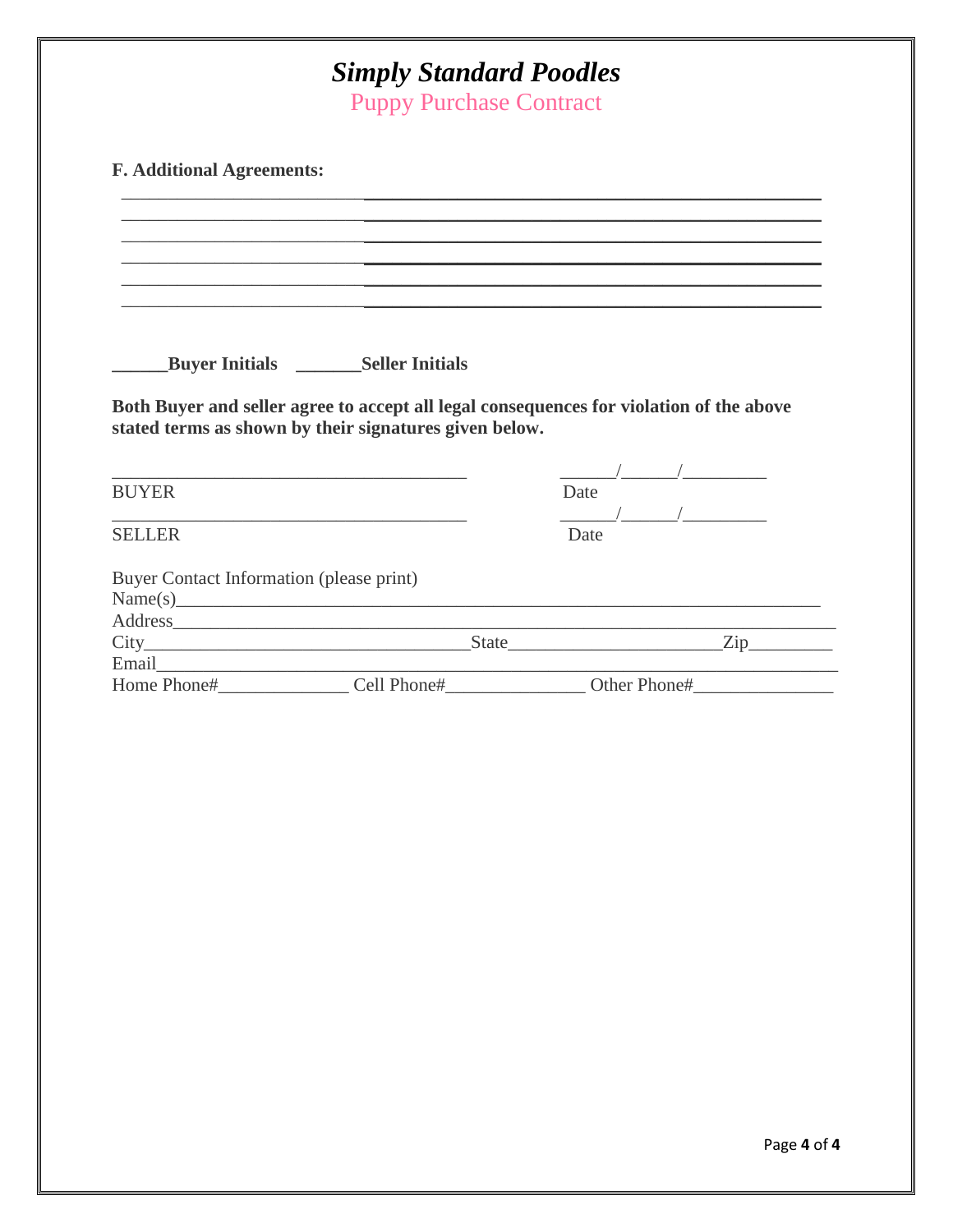# *Simply Standard Poodles*

## Puppy Purchase Contract

**F. Additional Agreements:**

________________________________________________________________________________
________________________________________________________________________________
________________________________________________________________________________
________________________________________________________________________________
________________________________________________________________________________
________________________________________________________________________________

**______Buyer Initials   _______Seller Initials**

**Both Buyer and seller agree to accept all legal consequences for violation of the above stated terms as shown by their signatures given below.**

_______________________________________   ______/______/_________
BUYER   Date

_______________________________________   ______/______/_________
SELLER   Date

Buyer Contact Information (please print)

Name(s)_______________________________________________________________________

Address_______________________________________________________________________

City___________________________________State_______________________Zip_________

Email_________________________________________________________________________

Home Phone#______________ Cell Phone#_______________ Other Phone#_______________